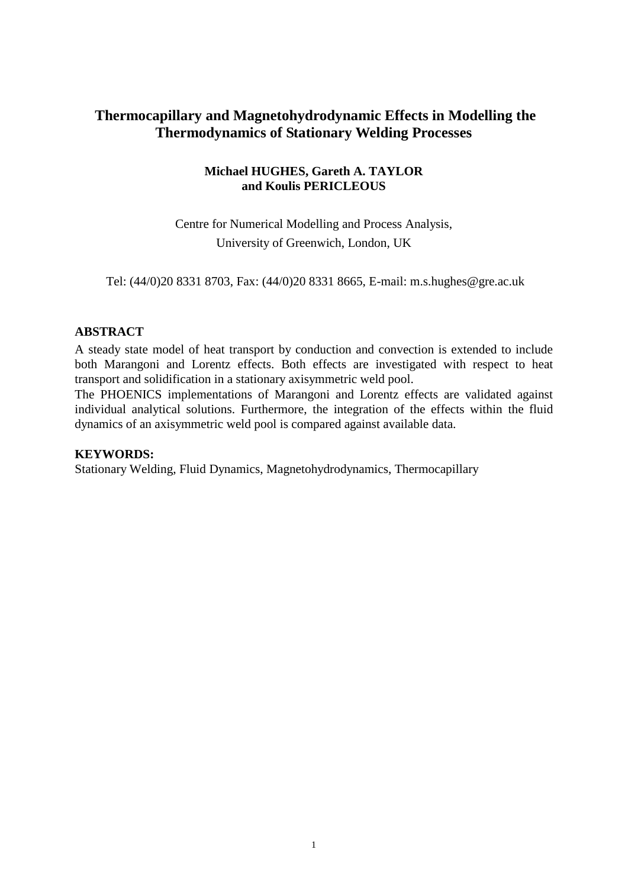# Thermocapillary and Magnetohydrodynamic Effects in Modelling the Thermodynamics of Stationary Welding Processes

**Michael HUGHES, Gareth A. TAYLOR and Koulis PERICLEOUS**

Centre for Numerical Modelling and Process Analysis,
University of Greenwich, London, UK

Tel: (44/0)20 8331 8703, Fax: (44/0)20 8331 8665, E-mail: m.s.hughes@gre.ac.uk

## ABSTRACT

A steady state model of heat transport by conduction and convection is extended to include both Marangoni and Lorentz effects. Both effects are investigated with respect to heat transport and solidification in a stationary axisymmetric weld pool.

The PHOENICS implementations of Marangoni and Lorentz effects are validated against individual analytical solutions. Furthermore, the integration of the effects within the fluid dynamics of an axisymmetric weld pool is compared against available data.

## KEYWORDS:

Stationary Welding, Fluid Dynamics, Magnetohydrodynamics, Thermocapillary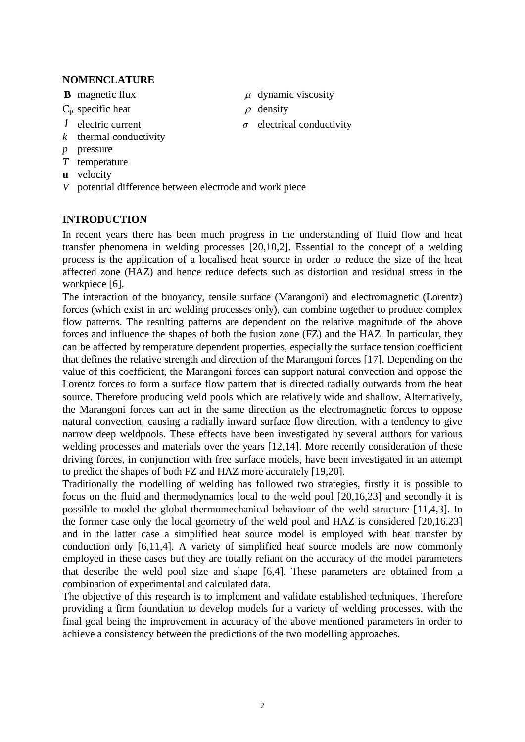## NOMENCLATURE

**B** magnetic flux

$C_p$ specific heat

$I$ electric current

$k$ thermal conductivity

$p$ pressure

$T$ temperature

**u** velocity

$V$ potential difference between electrode and work piece

$\mu$ dynamic viscosity

$\rho$ density

$\sigma$ electrical conductivity

## INTRODUCTION

In recent years there has been much progress in the understanding of fluid flow and heat transfer phenomena in welding processes [20,10,2]. Essential to the concept of a welding process is the application of a localised heat source in order to reduce the size of the heat affected zone (HAZ) and hence reduce defects such as distortion and residual stress in the workpiece [6].

The interaction of the buoyancy, tensile surface (Marangoni) and electromagnetic (Lorentz) forces (which exist in arc welding processes only), can combine together to produce complex flow patterns. The resulting patterns are dependent on the relative magnitude of the above forces and influence the shapes of both the fusion zone (FZ) and the HAZ. In particular, they can be affected by temperature dependent properties, especially the surface tension coefficient that defines the relative strength and direction of the Marangoni forces [17]. Depending on the value of this coefficient, the Marangoni forces can support natural convection and oppose the Lorentz forces to form a surface flow pattern that is directed radially outwards from the heat source. Therefore producing weld pools which are relatively wide and shallow. Alternatively, the Marangoni forces can act in the same direction as the electromagnetic forces to oppose natural convection, causing a radially inward surface flow direction, with a tendency to give narrow deep weldpools. These effects have been investigated by several authors for various welding processes and materials over the years [12,14]. More recently consideration of these driving forces, in conjunction with free surface models, have been investigated in an attempt to predict the shapes of both FZ and HAZ more accurately [19,20].

Traditionally the modelling of welding has followed two strategies, firstly it is possible to focus on the fluid and thermodynamics local to the weld pool [20,16,23] and secondly it is possible to model the global thermomechanical behaviour of the weld structure [11,4,3]. In the former case only the local geometry of the weld pool and HAZ is considered [20,16,23] and in the latter case a simplified heat source model is employed with heat transfer by conduction only [6,11,4]. A variety of simplified heat source models are now commonly employed in these cases but they are totally reliant on the accuracy of the model parameters that describe the weld pool size and shape [6,4]. These parameters are obtained from a combination of experimental and calculated data.

The objective of this research is to implement and validate established techniques. Therefore providing a firm foundation to develop models for a variety of welding processes, with the final goal being the improvement in accuracy of the above mentioned parameters in order to achieve a consistency between the predictions of the two modelling approaches.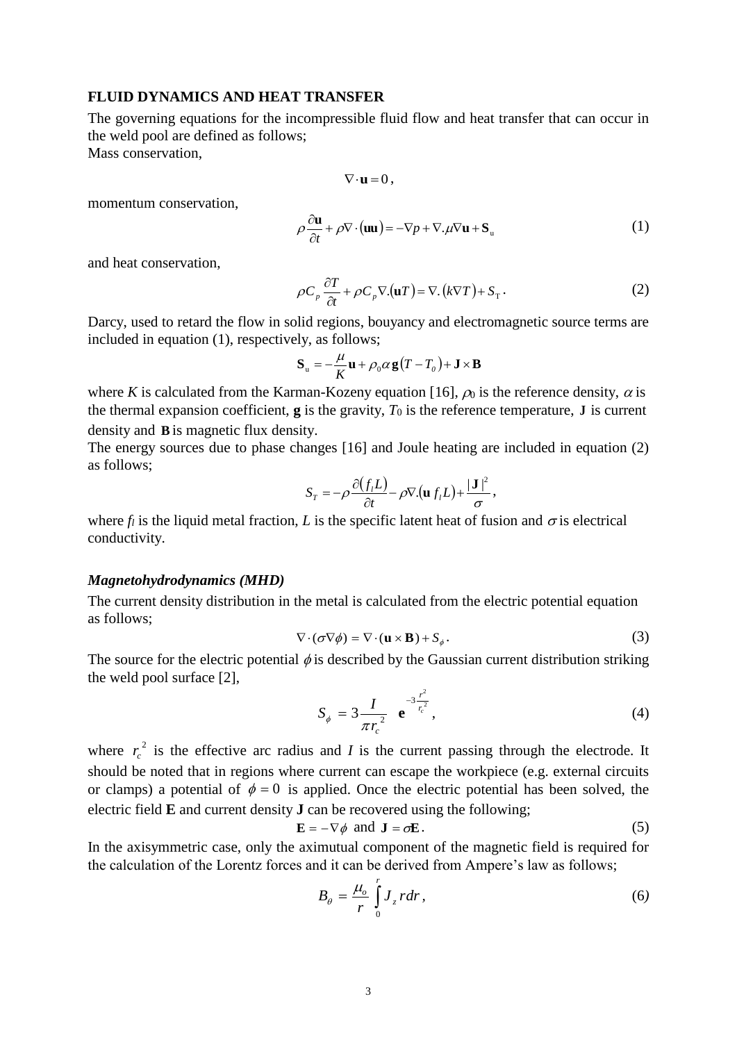**FLUID DYNAMICS AND HEAT TRANSFER**

The governing equations for the incompressible fluid flow and heat transfer that can occur in the weld pool are defined as follows;
Mass conservation,

$$\nabla \cdot \mathbf{u} = 0,$$

momentum conservation,

$$\rho \frac{\partial \mathbf{u}}{\partial t} + \rho \nabla \cdot (\mathbf{uu}) = -\nabla p + \nabla . \mu \nabla \mathbf{u} + \mathbf{S}_{u} \tag{1}$$

and heat conservation,

$$\rho C_p \frac{\partial T}{\partial t} + \rho C_p \nabla . (\mathbf{u}T) = \nabla . (k \nabla T) + S_T . \tag{2}$$

Darcy, used to retard the flow in solid regions, bouyancy and electromagnetic source terms are included in equation (1), respectively, as follows;

$$\mathbf{S}_{u} = -\frac{\mu}{K}\mathbf{u} + \rho_0 \alpha \mathbf{g} (T - T_0) + \mathbf{J} \times \mathbf{B}$$

where $K$ is calculated from the Karman-Kozeny equation [16], $\rho_0$ is the reference density, $\alpha$ is the thermal expansion coefficient, $\mathbf{g}$ is the gravity, $T_0$ is the reference temperature, $\mathbf{J}$ is current density and $\mathbf{B}$ is magnetic flux density.
The energy sources due to phase changes [16] and Joule heating are included in equation (2) as follows;

$$S_T = -\rho \frac{\partial (f_l L)}{\partial t} - \rho \nabla . (\mathbf{u} \, f_l L) + \frac{|\mathbf{J}|^2}{\sigma},$$

where $f_l$ is the liquid metal fraction, $L$ is the specific latent heat of fusion and $\sigma$ is electrical conductivity.

### *Magnetohydrodynamics (MHD)*

The current density distribution in the metal is calculated from the electric potential equation as follows;

$$\nabla \cdot (\sigma \nabla \phi) = \nabla \cdot (\mathbf{u} \times \mathbf{B}) + S_{\phi} . \tag{3}$$

The source for the electric potential $\phi$ is described by the Gaussian current distribution striking the weld pool surface [2],

$$S_{\phi} = 3 \frac{I}{\pi r_c^{\,2}} \; \mathbf{e}^{-3 \frac{r^2}{r_c^{\,2}}}, \tag{4}$$

where $r_c^{\,2}$ is the effective arc radius and $I$ is the current passing through the electrode. It should be noted that in regions where current can escape the workpiece (e.g. external circuits or clamps) a potential of $\phi = 0$ is applied. Once the electric potential has been solved, the electric field $\mathbf{E}$ and current density $\mathbf{J}$ can be recovered using the following;

$$\mathbf{E} = -\nabla \phi \text{ and } \mathbf{J} = \sigma \mathbf{E} . \tag{5}$$

In the axisymmetric case, only the aximutual component of the magnetic field is required for the calculation of the Lorentz forces and it can be derived from Ampere's law as follows;

$$B_{\theta} = \frac{\mu_o}{r} \int_0^r J_z \, r dr , \tag{6}$$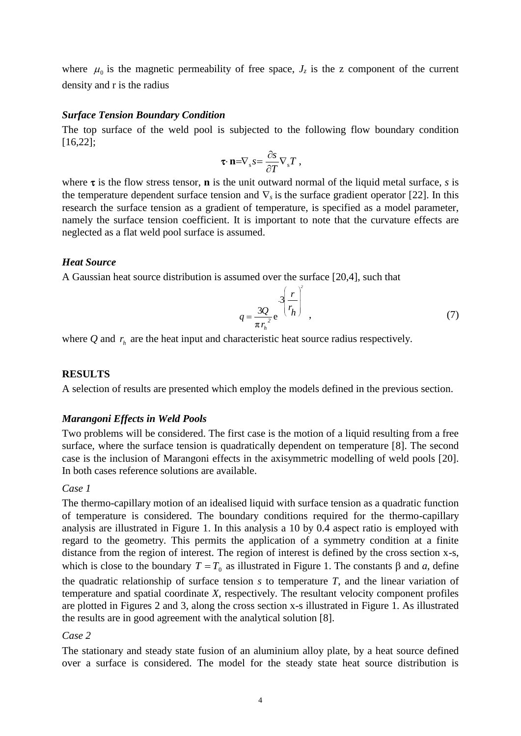where $\mu_0$ is the magnetic permeability of free space, $J_z$ is the z component of the current density and r is the radius

### *Surface Tension Boundary Condition*

The top surface of the weld pool is subjected to the following flow boundary condition [16,22];

$$\boldsymbol{\tau} \cdot \mathbf{n} = \nabla_s s = \frac{\partial s}{\partial T} \nabla_s T \ ,$$

where $\boldsymbol{\tau}$ is the flow stress tensor, $\mathbf{n}$ is the unit outward normal of the liquid metal surface, *s* is the temperature dependent surface tension and $\nabla_s$ is the surface gradient operator [22]. In this research the surface tension as a gradient of temperature, is specified as a model parameter, namely the surface tension coefficient. It is important to note that the curvature effects are neglected as a flat weld pool surface is assumed.

### *Heat Source*

A Gaussian heat source distribution is assumed over the surface [20,4], such that

$$q = \frac{3Q}{\pi r_h^{\,2}} e^{-3\left(\frac{r}{r_h}\right)^2} \ , \tag{7}$$

where $Q$ and $r_h$ are the heat input and characteristic heat source radius respectively.

## RESULTS

A selection of results are presented which employ the models defined in the previous section.

### *Marangoni Effects in Weld Pools*

Two problems will be considered. The first case is the motion of a liquid resulting from a free surface, where the surface tension is quadratically dependent on temperature [8]. The second case is the inclusion of Marangoni effects in the axisymmetric modelling of weld pools [20]. In both cases reference solutions are available.

*Case 1*

The thermo-capillary motion of an idealised liquid with surface tension as a quadratic function of temperature is considered. The boundary conditions required for the thermo-capillary analysis are illustrated in Figure 1. In this analysis a 10 by 0.4 aspect ratio is employed with regard to the geometry. This permits the application of a symmetry condition at a finite distance from the region of interest. The region of interest is defined by the cross section x-s, which is close to the boundary $T = T_0$ as illustrated in Figure 1. The constants $\beta$ and *a*, define the quadratic relationship of surface tension *s* to temperature *T*, and the linear variation of temperature and spatial coordinate *X*, respectively. The resultant velocity component profiles are plotted in Figures 2 and 3, along the cross section x-s illustrated in Figure 1. As illustrated the results are in good agreement with the analytical solution [8].

*Case 2*

The stationary and steady state fusion of an aluminium alloy plate, by a heat source defined over a surface is considered. The model for the steady state heat source distribution is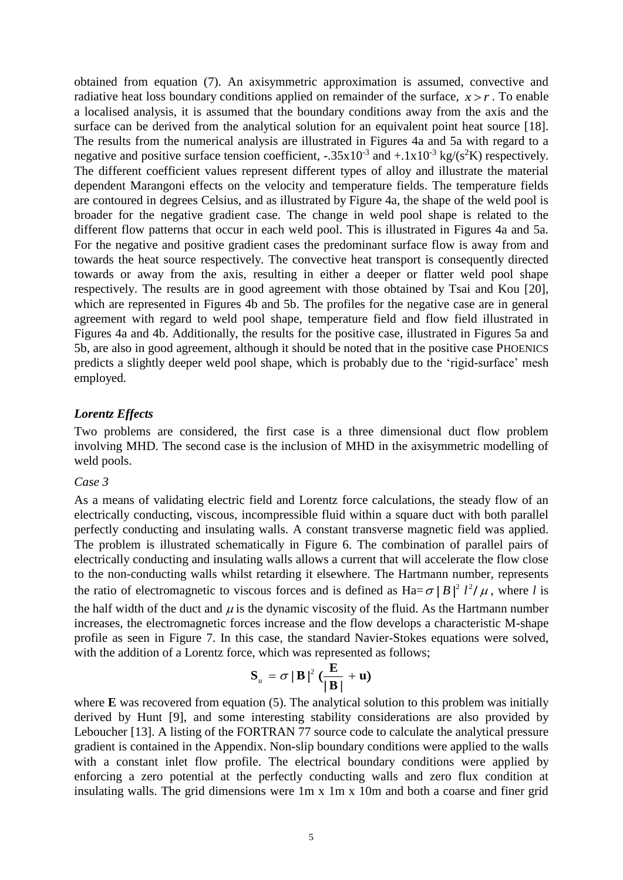obtained from equation (7). An axisymmetric approximation is assumed, convective and radiative heat loss boundary conditions applied on remainder of the surface, $x > r$. To enable a localised analysis, it is assumed that the boundary conditions away from the axis and the surface can be derived from the analytical solution for an equivalent point heat source [18]. The results from the numerical analysis are illustrated in Figures 4a and 5a with regard to a negative and positive surface tension coefficient, $-.35\text{x}10^{-3}$ and $+.1\text{x}10^{-3}$ kg/(s$^2$K) respectively. The different coefficient values represent different types of alloy and illustrate the material dependent Marangoni effects on the velocity and temperature fields. The temperature fields are contoured in degrees Celsius, and as illustrated by Figure 4a, the shape of the weld pool is broader for the negative gradient case. The change in weld pool shape is related to the different flow patterns that occur in each weld pool. This is illustrated in Figures 4a and 5a. For the negative and positive gradient cases the predominant surface flow is away from and towards the heat source respectively. The convective heat transport is consequently directed towards or away from the axis, resulting in either a deeper or flatter weld pool shape respectively. The results are in good agreement with those obtained by Tsai and Kou [20], which are represented in Figures 4b and 5b. The profiles for the negative case are in general agreement with regard to weld pool shape, temperature field and flow field illustrated in Figures 4a and 4b. Additionally, the results for the positive case, illustrated in Figures 5a and 5b, are also in good agreement, although it should be noted that in the positive case PHOENICS predicts a slightly deeper weld pool shape, which is probably due to the 'rigid-surface' mesh employed.

### *Lorentz Effects*

Two problems are considered, the first case is a three dimensional duct flow problem involving MHD. The second case is the inclusion of MHD in the axisymmetric modelling of weld pools.

*Case 3*

As a means of validating electric field and Lorentz force calculations, the steady flow of an electrically conducting, viscous, incompressible fluid within a square duct with both parallel perfectly conducting and insulating walls. A constant transverse magnetic field was applied. The problem is illustrated schematically in Figure 6. The combination of parallel pairs of electrically conducting and insulating walls allows a current that will accelerate the flow close to the non-conducting walls whilst retarding it elsewhere. The Hartmann number, represents the ratio of electromagnetic to viscous forces and is defined as $\text{Ha}=\sigma\,|B|^2\,l^2/\mu$, where $l$ is the half width of the duct and $\mu$ is the dynamic viscosity of the fluid. As the Hartmann number increases, the electromagnetic forces increase and the flow develops a characteristic M-shape profile as seen in Figure 7. In this case, the standard Navier-Stokes equations were solved, with the addition of a Lorentz force, which was represented as follows;

$$\mathbf{S}_u = \sigma\,|\mathbf{B}|^2\,(\frac{\mathbf{E}}{|\mathbf{B}|} + \mathbf{u})$$

where **E** was recovered from equation (5). The analytical solution to this problem was initially derived by Hunt [9], and some interesting stability considerations are also provided by Leboucher [13]. A listing of the FORTRAN 77 source code to calculate the analytical pressure gradient is contained in the Appendix. Non-slip boundary conditions were applied to the walls with a constant inlet flow profile. The electrical boundary conditions were applied by enforcing a zero potential at the perfectly conducting walls and zero flux condition at insulating walls. The grid dimensions were 1m x 1m x 10m and both a coarse and finer grid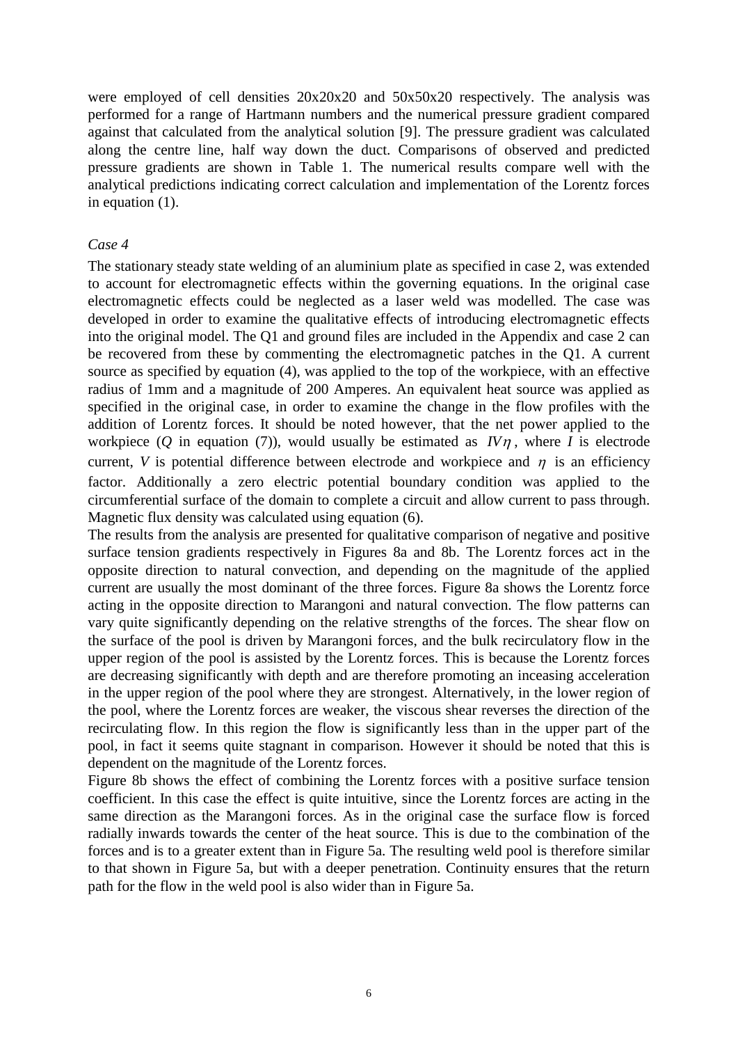were employed of cell densities 20x20x20 and 50x50x20 respectively. The analysis was performed for a range of Hartmann numbers and the numerical pressure gradient compared against that calculated from the analytical solution [9]. The pressure gradient was calculated along the centre line, half way down the duct. Comparisons of observed and predicted pressure gradients are shown in Table 1. The numerical results compare well with the analytical predictions indicating correct calculation and implementation of the Lorentz forces in equation (1).

*Case 4*

The stationary steady state welding of an aluminium plate as specified in case 2, was extended to account for electromagnetic effects within the governing equations. In the original case electromagnetic effects could be neglected as a laser weld was modelled. The case was developed in order to examine the qualitative effects of introducing electromagnetic effects into the original model. The Q1 and ground files are included in the Appendix and case 2 can be recovered from these by commenting the electromagnetic patches in the Q1. A current source as specified by equation (4), was applied to the top of the workpiece, with an effective radius of 1mm and a magnitude of 200 Amperes. An equivalent heat source was applied as specified in the original case, in order to examine the change in the flow profiles with the addition of Lorentz forces. It should be noted however, that the net power applied to the workpiece ($Q$ in equation (7)), would usually be estimated as $IV\eta$, where $I$ is electrode current, $V$ is potential difference between electrode and workpiece and $\eta$ is an efficiency factor. Additionally a zero electric potential boundary condition was applied to the circumferential surface of the domain to complete a circuit and allow current to pass through. Magnetic flux density was calculated using equation (6).

The results from the analysis are presented for qualitative comparison of negative and positive surface tension gradients respectively in Figures 8a and 8b. The Lorentz forces act in the opposite direction to natural convection, and depending on the magnitude of the applied current are usually the most dominant of the three forces. Figure 8a shows the Lorentz force acting in the opposite direction to Marangoni and natural convection. The flow patterns can vary quite significantly depending on the relative strengths of the forces. The shear flow on the surface of the pool is driven by Marangoni forces, and the bulk recirculatory flow in the upper region of the pool is assisted by the Lorentz forces. This is because the Lorentz forces are decreasing significantly with depth and are therefore promoting an inceasing acceleration in the upper region of the pool where they are strongest. Alternatively, in the lower region of the pool, where the Lorentz forces are weaker, the viscous shear reverses the direction of the recirculating flow. In this region the flow is significantly less than in the upper part of the pool, in fact it seems quite stagnant in comparison. However it should be noted that this is dependent on the magnitude of the Lorentz forces.

Figure 8b shows the effect of combining the Lorentz forces with a positive surface tension coefficient. In this case the effect is quite intuitive, since the Lorentz forces are acting in the same direction as the Marangoni forces. As in the original case the surface flow is forced radially inwards towards the center of the heat source. This is due to the combination of the forces and is to a greater extent than in Figure 5a. The resulting weld pool is therefore similar to that shown in Figure 5a, but with a deeper penetration. Continuity ensures that the return path for the flow in the weld pool is also wider than in Figure 5a.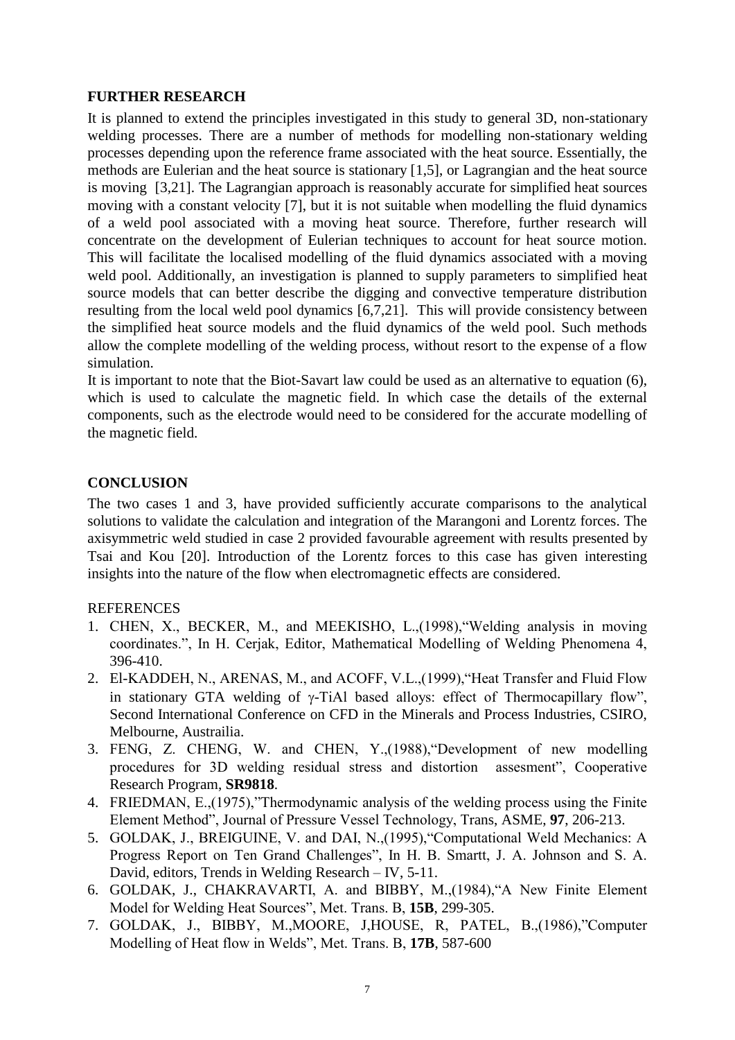## FURTHER RESEARCH

It is planned to extend the principles investigated in this study to general 3D, non-stationary welding processes. There are a number of methods for modelling non-stationary welding processes depending upon the reference frame associated with the heat source. Essentially, the methods are Eulerian and the heat source is stationary [1,5], or Lagrangian and the heat source is moving [3,21]. The Lagrangian approach is reasonably accurate for simplified heat sources moving with a constant velocity [7], but it is not suitable when modelling the fluid dynamics of a weld pool associated with a moving heat source. Therefore, further research will concentrate on the development of Eulerian techniques to account for heat source motion. This will facilitate the localised modelling of the fluid dynamics associated with a moving weld pool. Additionally, an investigation is planned to supply parameters to simplified heat source models that can better describe the digging and convective temperature distribution resulting from the local weld pool dynamics [6,7,21]. This will provide consistency between the simplified heat source models and the fluid dynamics of the weld pool. Such methods allow the complete modelling of the welding process, without resort to the expense of a flow simulation.

It is important to note that the Biot-Savart law could be used as an alternative to equation (6), which is used to calculate the magnetic field. In which case the details of the external components, such as the electrode would need to be considered for the accurate modelling of the magnetic field.

## CONCLUSION

The two cases 1 and 3, have provided sufficiently accurate comparisons to the analytical solutions to validate the calculation and integration of the Marangoni and Lorentz forces. The axisymmetric weld studied in case 2 provided favourable agreement with results presented by Tsai and Kou [20]. Introduction of the Lorentz forces to this case has given interesting insights into the nature of the flow when electromagnetic effects are considered.

REFERENCES

1. CHEN, X., BECKER, M., and MEEKISHO, L.,(1998),"Welding analysis in moving coordinates.", In H. Cerjak, Editor, Mathematical Modelling of Welding Phenomena 4, 396-410.
2. El-KADDEH, N., ARENAS, M., and ACOFF, V.L.,(1999),"Heat Transfer and Fluid Flow in stationary GTA welding of γ-TiAl based alloys: effect of Thermocapillary flow", Second International Conference on CFD in the Minerals and Process Industries, CSIRO, Melbourne, Austrailia.
3. FENG, Z. CHENG, W. and CHEN, Y.,(1988),"Development of new modelling procedures for 3D welding residual stress and distortion assesment", Cooperative Research Program, **SR9818**.
4. FRIEDMAN, E.,(1975),"Thermodynamic analysis of the welding process using the Finite Element Method", Journal of Pressure Vessel Technology, Trans, ASME, **97**, 206-213.
5. GOLDAK, J., BREIGUINE, V. and DAI, N.,(1995),"Computational Weld Mechanics: A Progress Report on Ten Grand Challenges", In H. B. Smartt, J. A. Johnson and S. A. David, editors, Trends in Welding Research – IV, 5-11.
6. GOLDAK, J., CHAKRAVARTI, A. and BIBBY, M.,(1984),"A New Finite Element Model for Welding Heat Sources", Met. Trans. B, **15B**, 299-305.
7. GOLDAK, J., BIBBY, M.,MOORE, J,HOUSE, R, PATEL, B.,(1986),"Computer Modelling of Heat flow in Welds", Met. Trans. B, **17B**, 587-600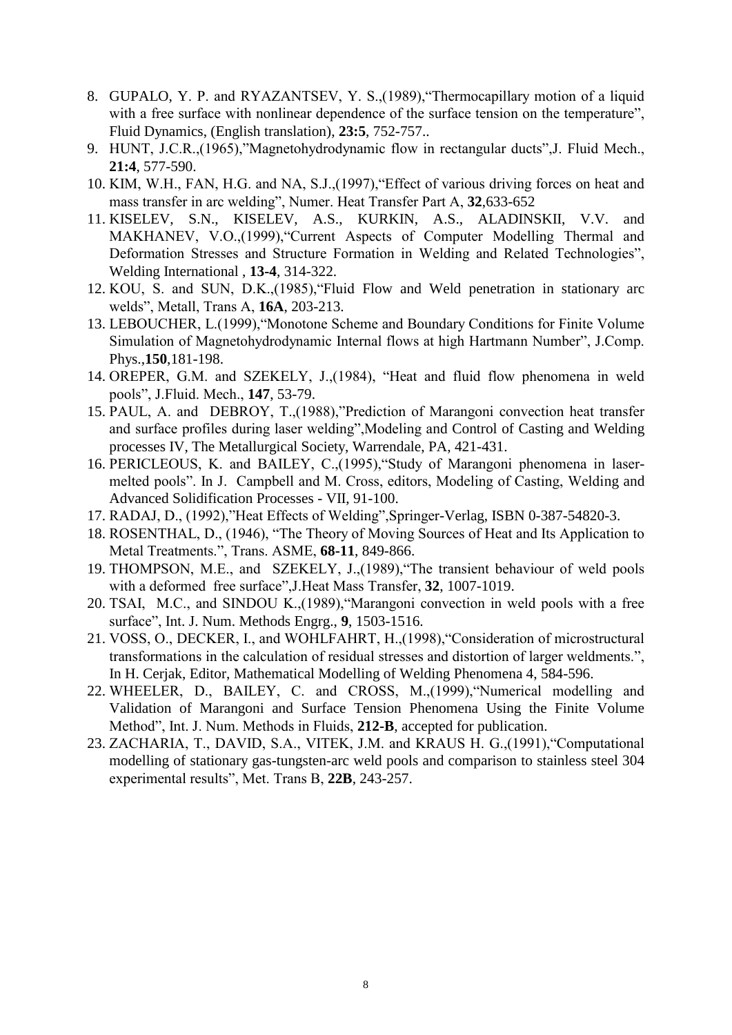8. GUPALO, Y. P. and RYAZANTSEV, Y. S.,(1989),"Thermocapillary motion of a liquid with a free surface with nonlinear dependence of the surface tension on the temperature", Fluid Dynamics, (English translation), **23:5**, 752-757..
9. HUNT, J.C.R.,(1965),"Magnetohydrodynamic flow in rectangular ducts",J. Fluid Mech., **21:4**, 577-590.
10. KIM, W.H., FAN, H.G. and NA, S.J.,(1997),"Effect of various driving forces on heat and mass transfer in arc welding", Numer. Heat Transfer Part A, **32**,633-652
11. KISELEV, S.N., KISELEV, A.S., KURKIN, A.S., ALADINSKII, V.V. and MAKHANEV, V.O.,(1999),"Current Aspects of Computer Modelling Thermal and Deformation Stresses and Structure Formation in Welding and Related Technologies", Welding International , **13-4**, 314-322.
12. KOU, S. and SUN, D.K.,(1985),"Fluid Flow and Weld penetration in stationary arc welds", Metall, Trans A, **16A**, 203-213.
13. LEBOUCHER, L.(1999),"Monotone Scheme and Boundary Conditions for Finite Volume Simulation of Magnetohydrodynamic Internal flows at high Hartmann Number", J.Comp. Phys.,**150**,181-198.
14. OREPER, G.M. and SZEKELY, J.,(1984), "Heat and fluid flow phenomena in weld pools", J.Fluid. Mech., **147**, 53-79.
15. PAUL, A. and DEBROY, T.,(1988),"Prediction of Marangoni convection heat transfer and surface profiles during laser welding",Modeling and Control of Casting and Welding processes IV, The Metallurgical Society, Warrendale, PA, 421-431.
16. PERICLEOUS, K. and BAILEY, C.,(1995),"Study of Marangoni phenomena in laser-melted pools". In J. Campbell and M. Cross, editors, Modeling of Casting, Welding and Advanced Solidification Processes - VII, 91-100.
17. RADAJ, D., (1992),"Heat Effects of Welding",Springer-Verlag, ISBN 0-387-54820-3.
18. ROSENTHAL, D., (1946), "The Theory of Moving Sources of Heat and Its Application to Metal Treatments.", Trans. ASME, **68-11**, 849-866.
19. THOMPSON, M.E., and SZEKELY, J.,(1989),"The transient behaviour of weld pools with a deformed free surface",J.Heat Mass Transfer, **32**, 1007-1019.
20. TSAI, M.C., and SINDOU K.,(1989),"Marangoni convection in weld pools with a free surface", Int. J. Num. Methods Engrg., **9**, 1503-1516.
21. VOSS, O., DECKER, I., and WOHLFAHRT, H.,(1998),"Consideration of microstructural transformations in the calculation of residual stresses and distortion of larger weldments.", In H. Cerjak, Editor, Mathematical Modelling of Welding Phenomena 4, 584-596.
22. WHEELER, D., BAILEY, C. and CROSS, M.,(1999),"Numerical modelling and Validation of Marangoni and Surface Tension Phenomena Using the Finite Volume Method", Int. J. Num. Methods in Fluids, **212-B**, accepted for publication.
23. ZACHARIA, T., DAVID, S.A., VITEK, J.M. and KRAUS H. G.,(1991),"Computational modelling of stationary gas-tungsten-arc weld pools and comparison to stainless steel 304 experimental results", Met. Trans B, **22B**, 243-257.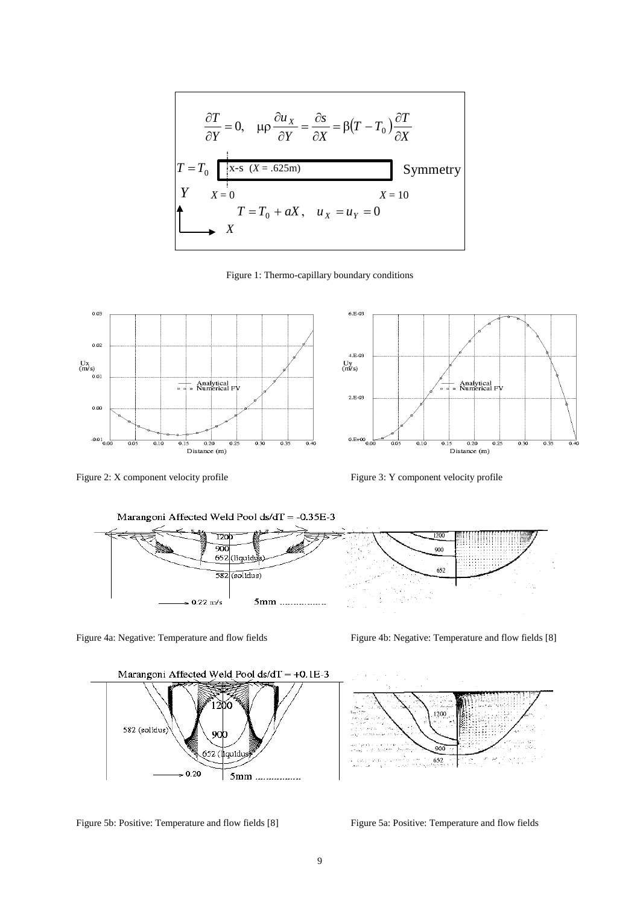$$\frac{\partial T}{\partial Y} = 0, \quad \mu\rho \frac{\partial u_X}{\partial Y} = \frac{\partial s}{\partial X} = \beta(T - T_0)\frac{\partial T}{\partial X}$$

$T = T_0$ x-s ($X$ = .625m) Symmetry

$Y$ $X = 0$ $X = 10$

$$T = T_0 + aX, \quad u_X = u_Y = 0$$

$X$

Figure 1: Thermo-capillary boundary conditions

Figure 2: X component velocity profile

Figure 3: Y component velocity profile

Figure 4a: Negative: Temperature and flow fields

Figure 4b: Negative: Temperature and flow fields [8]

Figure 5b: Positive: Temperature and flow fields [8]

Figure 5a: Positive: Temperature and flow fields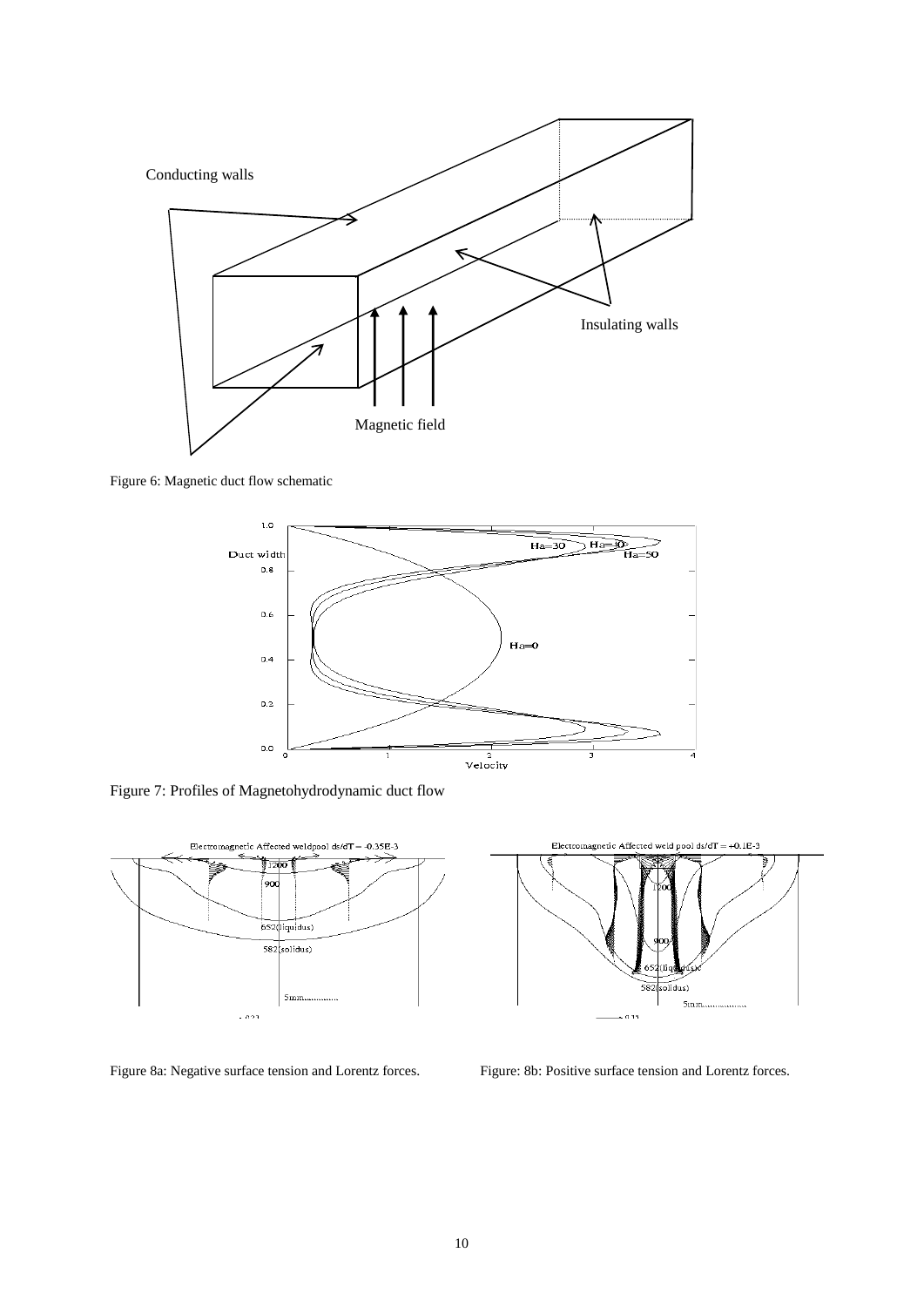Figure 6: Magnetic duct flow schematic

Figure 7: Profiles of Magnetohydrodynamic duct flow

Figure 8a: Negative surface tension and Lorentz forces.

Figure: 8b: Positive surface tension and Lorentz forces.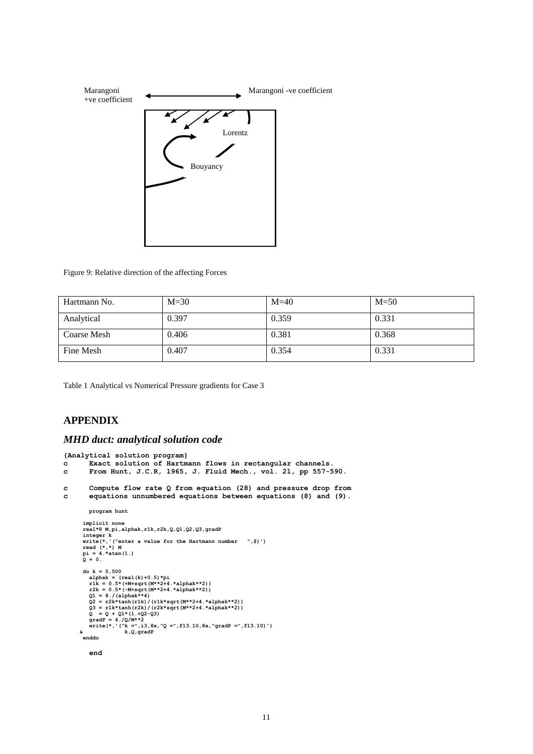Marangoni +ve coefficient

Marangoni -ve coefficient

Lorentz

Bouyancy

Figure 9: Relative direction of the affecting Forces

| Hartmann No. | M=30 | M=40 | M=50 |
| --- | --- | --- | --- |
| Analytical | 0.397 | 0.359 | 0.331 |
| Coarse Mesh | 0.406 | 0.381 | 0.368 |
| Fine Mesh | 0.407 | 0.354 | 0.331 |

Table 1 Analytical vs Numerical Pressure gradients for Case 3

## APPENDIX

### *MHD duct: analytical solution code*

```
{Analytical solution program}
c     Exact solution of Hartmann flows in rectangular channels.
c     From Hunt, J.C.R, 1965, J. Fluid Mech., vol. 21, pp 557-590.

c     Compute flow rate Q from equation (28) and pressure drop from
c     equations unnumbered equations between equations (8) and (9).

      program hunt

      implicit none
      real*8 M,pi,alphak,r1k,r2k,Q,Q1,Q2,Q3,gradP
      integer k
      write(*,'("enter a value for the Hartmann number   ",$)')
      read (*,*) M
      pi = 4.*atan(1.)
      Q = 0.

      do k = 0,500
        alphak = (real(k)+0.5)*pi
        r1k = 0.5*(+M+sqrt(M**2+4.*alphak**2))
        r2k = 0.5*(-M+sqrt(M**2+4.*alphak**2))
        Q1 = 8./(alphak**4)
        Q2 = r2k*tanh(r1k)/(r1k*sqrt(M**2+4.*alphak**2))
        Q3 = r1k*tanh(r2k)/(r2k*sqrt(M**2+4.*alphak**2))
        Q  = Q + Q1*(1.+Q2-Q3)
        gradP = 4./Q/M**2
        write(*,'("k =",i3,8x,"Q =",f13.10,8x,"gradP =",f13.10)')
     &          k,Q,gradP
      enddo

      end
```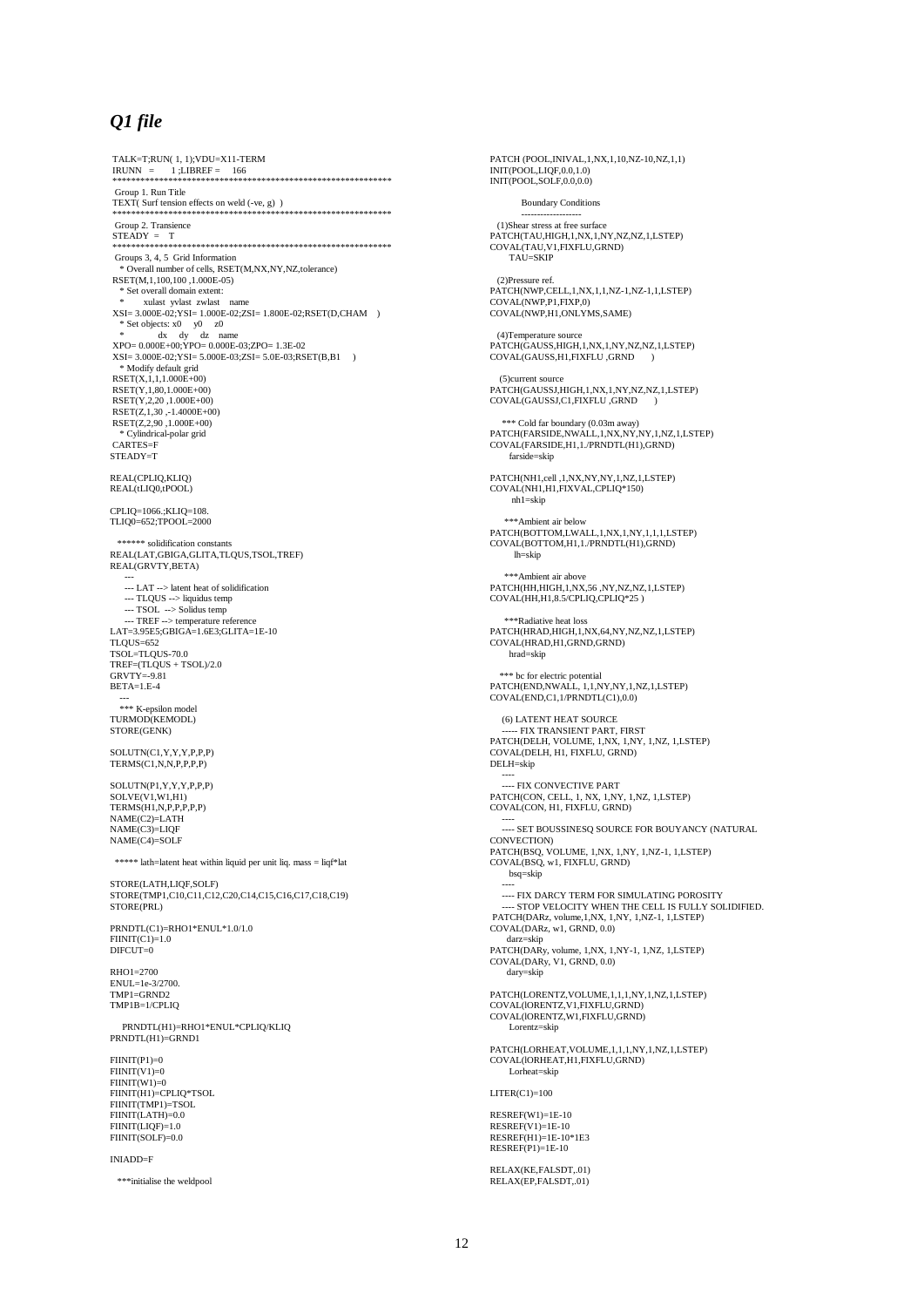## *Q1 file*

```
 TALK=T;RUN( 1, 1);VDU=X11-TERM
 IRUNN  =       1 ;LIBREF =     166
 ************************************************************
 Group 1. Run Title
 TEXT( Surf tension effects on weld (-ve, g)  )
 ************************************************************
 Group 2. Transience
 STEADY  =   T
 ************************************************************
 Groups 3, 4, 5  Grid Information
   * Overall number of cells, RSET(M,NX,NY,NZ,tolerance)
 RSET(M,1,100,100 ,1.000E-05)
   * Set overall domain extent:
   *        xulast  yvlast  zwlast    name
 XSI= 3.000E-02;YSI= 1.000E-02;ZSI= 1.800E-02;RSET(D,CHAM    )
   * Set objects: x0     y0     z0
   *             dx     dy     dz    name
 XPO= 0.000E+00;YPO= 0.000E-03;ZPO= 1.3E-02
 XSI= 3.000E-02;YSI= 5.000E-03;ZSI= 5.0E-03;RSET(B,B1     )
   * Modify default grid
 RSET(X,1,1,1.000E+00)
 RSET(Y,1,80,1.000E+00)
 RSET(Y,2,20 ,1.000E+00)
 RSET(Z,1,30 ,-1.4000E+00)
 RSET(Z,2,90 ,1.000E+00)
   * Cylindrical-polar grid
 CARTES=F
STEADY=T

REAL(CPLIQ,KLIQ)
REAL(tLIQ0,tPOOL)

CPLIQ=1066.;KLIQ=108.
TLIQ0=652;TPOOL=2000

  ****** solidification constants
REAL(LAT,GBIGA,GLITA,TLQUS,TSOL,TREF)
REAL(GRVTY,BETA)
     ---
     --- LAT --> latent heat of solidification
     --- TLQUS --> liquidus temp
     --- TSOL  --> Solidus temp
     --- TREF --> temperature reference
LAT=3.95E5;GBIGA=1.6E3;GLITA=1E-10
TLQUS=652
TSOL=TLQUS-70.0
TREF=(TLQUS + TSOL)/2.0
GRVTY=-9.81
BETA=1.E-4
   ---
   *** K-epsilon model
TURMOD(KEMODL)
STORE(GENK)

SOLUTN(C1,Y,Y,Y,P,P,P)
TERMS(C1,N,N,P,P,P,P)

SOLUTN(P1,Y,Y,Y,P,P,P)
SOLVE(V1,W1,H1)
TERMS(H1,N,P,P,P,P,P)
NAME(C2)=LATH
NAME(C3)=LIQF
NAME(C4)=SOLF

  ***** lath=latent heat within liquid per unit liq. mass = liqf*lat

STORE(LATH,LIQF,SOLF)
STORE(TMP1,C10,C11,C12,C20,C14,C15,C16,C17,C18,C19)
STORE(PRL)

PRNDTL(C1)=RHO1*ENUL*1.0/1.0
FIINIT(C1)=1.0
DIFCUT=0

RHO1=2700
ENUL=1e-3/2700.
TMP1=GRND2
TMP1B=1/CPLIQ

    PRNDTL(H1)=RHO1*ENUL*CPLIQ/KLIQ
PRNDTL(H1)=GRND1

FIINIT(P1)=0
FIINIT(V1)=0
FIINIT(W1)=0
FIINIT(H1)=CPLIQ*TSOL
FIINIT(TMP1)=TSOL
FIINIT(LATH)=0.0
FIINIT(LIQF)=1.0
FIINIT(SOLF)=0.0

INIADD=F

  ***initialise the weldpool

PATCH (POOL,INIVAL,1,NX,1,10,NZ-10,NZ,1,1)
INIT(POOL,LIQF,0.0,1.0)
INIT(POOL,SOLF,0.0,0.0)

            Boundary Conditions
            -------------------
  (1)Shear stress at free surface
PATCH(TAU,HIGH,1,NX,1,NY,NZ,NZ,1,LSTEP)
COVAL(TAU,V1,FIXFLU,GRND)
      TAU=SKIP

  (2)Pressure ref.
PATCH(NWP,CELL,1,NX,1,1,NZ-1,NZ-1,1,LSTEP)
COVAL(NWP,P1,FIXP,0)
COVAL(NWP,H1,ONLYMS,SAME)

  (4)Temperature source
PATCH(GAUSS,HIGH,1,NX,1,NY,NZ,NZ,1,LSTEP)
COVAL(GAUSS,H1,FIXFLU ,GRND      )

  (5)current source
PATCH(GAUSSJ,HIGH,1,NX,1,NY,NZ,NZ,1,LSTEP)
COVAL(GAUSSJ,C1,FIXFLU ,GRND      )

   *** Cold far boundary (0.03m away)
PATCH(FARSIDE,NWALL,1,NX,NY,NY,1,NZ,1,LSTEP)
COVAL(FARSIDE,H1,1./PRNDTL(H1),GRND)
      farside=skip

PATCH(NH1,cell ,1,NX,NY,NY,1,NZ,1,LSTEP)
COVAL(NH1,H1,FIXVAL,CPLIQ*150)
      nh1=skip

   ***Ambient air below
PATCH(BOTTOM,LWALL,1,NX,1,NY,1,1,1,LSTEP)
COVAL(BOTTOM,H1,1./PRNDTL(H1),GRND)
      lh=skip

   ***Ambient air above
PATCH(HH,HIGH,1,NX,56 ,NY,NZ,NZ,1,LSTEP)
COVAL(HH,H1,8.5/CPLIQ,CPLIQ*25 )

   ***Radiative heat loss
PATCH(HRAD,HIGH,1,NX,64,NY,NZ,NZ,1,LSTEP)
COVAL(HRAD,H1,GRND,GRND)
      hrad=skip

  *** bc for electric potential
PATCH(END,NWALL, 1,1,NY,NY,1,NZ,1,LSTEP)
COVAL(END,C1,1/PRNDTL(C1),0.0)

  (6) LATENT HEAT SOURCE
  ----- FIX TRANSIENT PART, FIRST
PATCH(DELH, VOLUME, 1,NX, 1,NY, 1,NZ, 1,LSTEP)
COVAL(DELH, H1, FIXFLU, GRND)
DELH=skip
  ----
  ---- FIX CONVECTIVE PART
PATCH(CON, CELL, 1, NX, 1,NY, 1,NZ, 1,LSTEP)
COVAL(CON, H1, FIXFLU, GRND)
  ----
  ---- SET BOUSSINESQ SOURCE FOR BOUYANCY (NATURAL
CONVECTION)
PATCH(BSQ, VOLUME, 1,NX, 1,NY, 1,NZ-1, 1,LSTEP)
COVAL(BSQ, w1, FIXFLU, GRND)
      bsq=skip
  ----
  ---- FIX DARCY TERM FOR SIMULATING POROSITY
  ---- STOP VELOCITY WHEN THE CELL IS FULLY SOLIDIFIED.
 PATCH(DARz, volume,1,NX, 1,NY, 1,NZ-1, 1,LSTEP)
COVAL(DARz, w1, GRND, 0.0)
   darz=skip
PATCH(DARy, volume, 1,NX, 1,NY-1, 1,NZ, 1,LSTEP)
COVAL(DARy, V1, GRND, 0.0)
   dary=skip

PATCH(LORENTZ,VOLUME,1,1,1,NY,1,NZ,1,LSTEP)
COVAL(lORENTZ,V1,FIXFLU,GRND)
COVAL(lORENTZ,W1,FIXFLU,GRND)
      Lorentz=skip

PATCH(LORHEAT,VOLUME,1,1,1,NY,1,NZ,1,LSTEP)
COVAL(lORHEAT,H1,FIXFLU,GRND)
      Lorheat=skip

LITER(C1)=100

RESREF(W1)=1E-10
RESREF(V1)=1E-10
RESREF(H1)=1E-10*1E3
RESREF(P1)=1E-10

RELAX(KE,FALSDT,.01)
RELAX(EP,FALSDT,.01)
```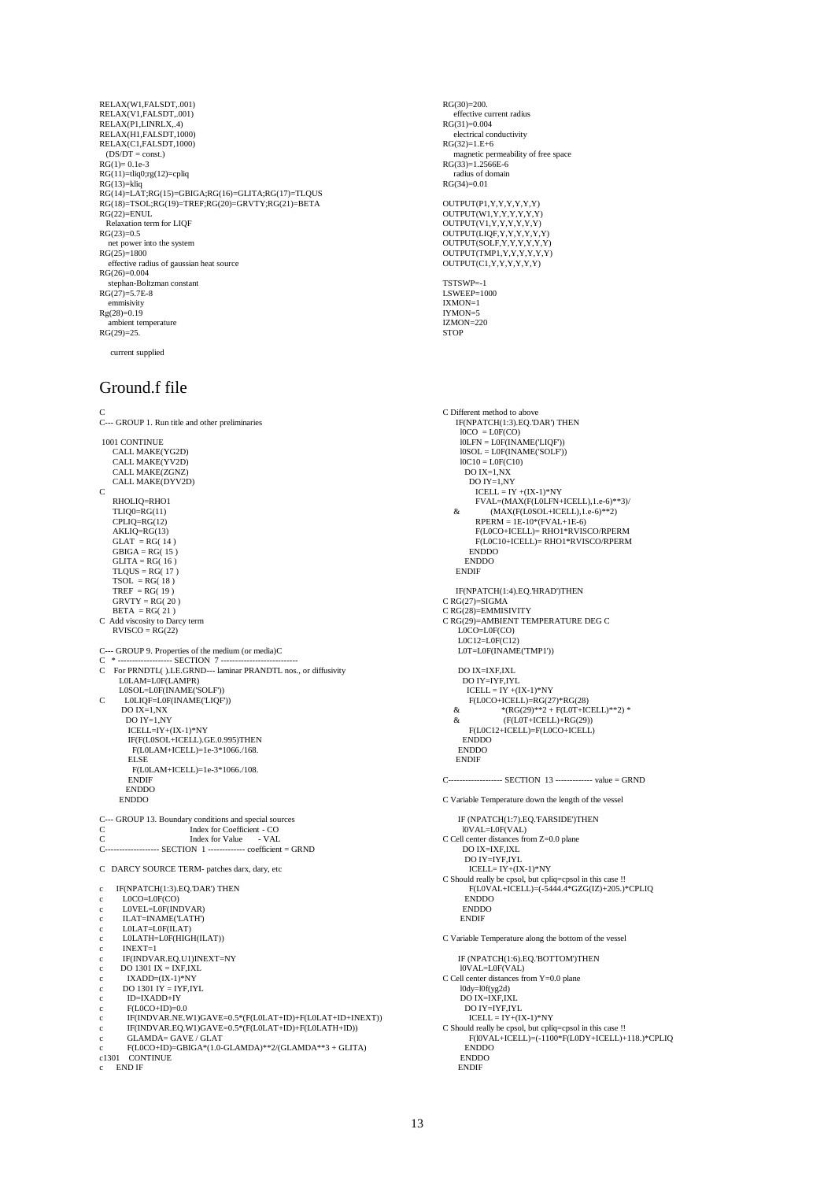```
RELAX(W1,FALSDT,.001)
RELAX(V1,FALSDT,.001)
RELAX(P1,LINRLX,.4)
RELAX(H1,FALSDT,1000)
RELAX(C1,FALSDT,1000)
  (DS/DT = const.)
RG(1)= 0.1e-3
RG(11)=tliq0;rg(12)=cpliq
RG(13)=kliq
RG(14)=LAT;RG(15)=GBIGA;RG(16)=GLITA;RG(17)=TLQUS
RG(18)=TSOL;RG(19)=TREF;RG(20)=GRVTY;RG(21)=BETA
RG(22)=ENUL
  Relaxation term for LIQF
RG(23)=0.5
  net power into the system
RG(25)=1800
  effective radius of gaussian heat source
RG(26)=0.004
  stephan-Boltzman constant
RG(27)=5.7E-8
  emmisivity
Rg(28)=0.19
  ambient temperature
RG(29)=25.

  current supplied
RG(30)=200.
  effective current radius
RG(31)=0.004
  electrical conductivity
RG(32)=1.E+6
  magnetic permeability of free space
RG(33)=1.2566E-6
  radius of domain
RG(34)=0.01

OUTPUT(P1,Y,Y,Y,Y,Y,Y)
OUTPUT(W1,Y,Y,Y,Y,Y,Y)
OUTPUT(V1,Y,Y,Y,Y,Y,Y)
OUTPUT(LIQF,Y,Y,Y,Y,Y,Y)
OUTPUT(SOLF,Y,Y,Y,Y,Y,Y)
OUTPUT(TMP1,Y,Y,Y,Y,Y,Y)
OUTPUT(C1,Y,Y,Y,Y,Y,Y)

TSTSWP=-1
LSWEEP=1000
IXMON=1
IYMON=5
IZMON=220
STOP
```

# Ground.f file

```
C
C--- GROUP 1. Run title and other preliminaries

 1001 CONTINUE
     CALL MAKE(YG2D)
     CALL MAKE(YV2D)
     CALL MAKE(ZGNZ)
     CALL MAKE(DYV2D)
C
     RHOLIQ=RHO1
     TLIQ0=RG(11)
     CPLIQ=RG(12)
     AKLIQ=RG(13)
     GLAT  = RG( 14 )
     GBIGA = RG( 15 )
     GLITA = RG( 16 )
     TLQUS = RG( 17 )
     TSOL  = RG( 18 )
     TREF  = RG( 19 )
     GRVTY = RG( 20 )
     BETA  = RG( 21 )
C  Add viscosity to Darcy term
     RVISCO = RG(22)

C--- GROUP 9. Properties of the medium (or media)C
C  * ------------------- SECTION  7 ---------------------------
C   For PRNDTL( ).LE.GRND--- laminar PRANDTL nos., or diffusivity
       L0LAM=L0F(LAMPR)
       L0SOL=L0F(INAME('SOLF'))
C        L0LIQF=L0F(INAME('LIQF'))
        DO IX=1,NX
         DO IY=1,NY
          ICELL=IY+(IX-1)*NY
          IF(F(L0SOL+ICELL).GE.0.995)THEN
            F(L0LAM+ICELL)=1e-3*1066./168.
          ELSE
            F(L0LAM+ICELL)=1e-3*1066./108.
          ENDIF
         ENDDO
       ENDDO

C--- GROUP 13. Boundary conditions and special sources
C                              Index for Coefficient - CO
C                              Index for Value      - VAL
C------------------- SECTION  1 ------------- coefficient = GRND

C  DARCY SOURCE TERM- patches darx, dary, etc

c      IF(NPATCH(1:3).EQ.'DAR') THEN
c        L0CO=L0F(CO)
c        L0VEL=L0F(INDVAR)
c        ILAT=INAME('LATH')
c        L0LAT=L0F(ILAT)
c        L0LATH=L0F(HIGH(ILAT))
c        INEXT=1
c        IF(INDVAR.EQ.U1)INEXT=NY
c        DO 1301 IX = IXF,IXL
c          IXADD=(IX-1)*NY
c        DO 1301 IY = IYF,IYL
c          ID=IXADD+IY
c          F(L0CO+ID)=0.0
c          IF(INDVAR.NE.W1)GAVE=0.5*(F(L0LAT+ID)+F(L0LAT+ID+INEXT))
c          IF(INDVAR.EQ.W1)GAVE=0.5*(F(L0LAT+ID)+F(L0LATH+ID))
c          GLAMDA= GAVE / GLAT
c          F(L0CO+ID)=GBIGA*(1.0-GLAMDA)**2/(GLAMDA**3 + GLITA)
c1301    CONTINUE
c      END IF

C Different method to above
     IF(NPATCH(1:3).EQ.'DAR') THEN
      l0CO  = L0F(CO)
      l0LFN = L0F(INAME('LIQF'))
      l0SOL = L0F(INAME('SOLF'))
      l0C10 = L0F(C10)
       DO IX=1,NX
        DO IY=1,NY
          ICELL = IY +(IX-1)*NY
          FVAL=(MAX(F(L0LFN+ICELL),1.e-6)**3)/
   &          (MAX(F(L0SOL+ICELL),1.e-6)**2)
          RPERM = 1E-10*(FVAL+1E-6)
          F(L0CO+ICELL)= RHO1*RVISCO/RPERM
          F(L0C10+ICELL)= RHO1*RVISCO/RPERM
        ENDDO
       ENDDO
     ENDIF

     IF(NPATCH(1:4).EQ.'HRAD')THEN
C RG(27)=SIGMA
C RG(28)=EMMISIVITY
C RG(29)=AMBIENT TEMPERATURE DEG C
      L0CO=L0F(CO)
      L0C12=L0F(C12)
      L0T=L0F(INAME('TMP1'))

      DO IX=IXF,IXL
       DO IY=IYF,IYL
        ICELL = IY + (IX-1)*NY
        F(L0CO+ICELL)=RG(27)*RG(28)
   &              *(RG(29)**2 + F(L0T+ICELL)**2) *
   &               (F(L0T+ICELL)+RG(29))
        F(L0C12+ICELL)=F(L0CO+ICELL)
       ENDDO
      ENDDO
     ENDIF

C------------------- SECTION  13 ------------- value = GRND

C Variable Temperature down the length of the vessel

     IF (NPATCH(1:7).EQ.'FARSIDE')THEN
      l0VAL=L0F(VAL)
C Cell center distances from Z=0.0 plane
       DO IX=IXF,IXL
        DO IY=IYF,IYL
         ICELL= IY+(IX-1)*NY
C Should really be cpsol, but cpliq=cpsol in this case !!
          F(L0VAL+ICELL)=(-5444.4*GZG(IZ)+205.)*CPLIQ
        ENDDO
       ENDDO
      ENDIF

C Variable Temperature along the bottom of the vessel

     IF (NPATCH(1:6).EQ.'BOTTOM')THEN
      l0VAL=L0F(VAL)
C Cell center distances from Y=0.0 plane
      l0dy=l0f(yg2d)
      DO IX=IXF,IXL
       DO IY=IYF,IYL
        ICELL = IY+(IX-1)*NY
C Should really be cpsol, but cpliq=cpsol in this case !!
         F(l0VAL+ICELL)=(-1100*F(L0DY+ICELL)+118.)*CPLIQ
       ENDDO
      ENDDO
     ENDIF
```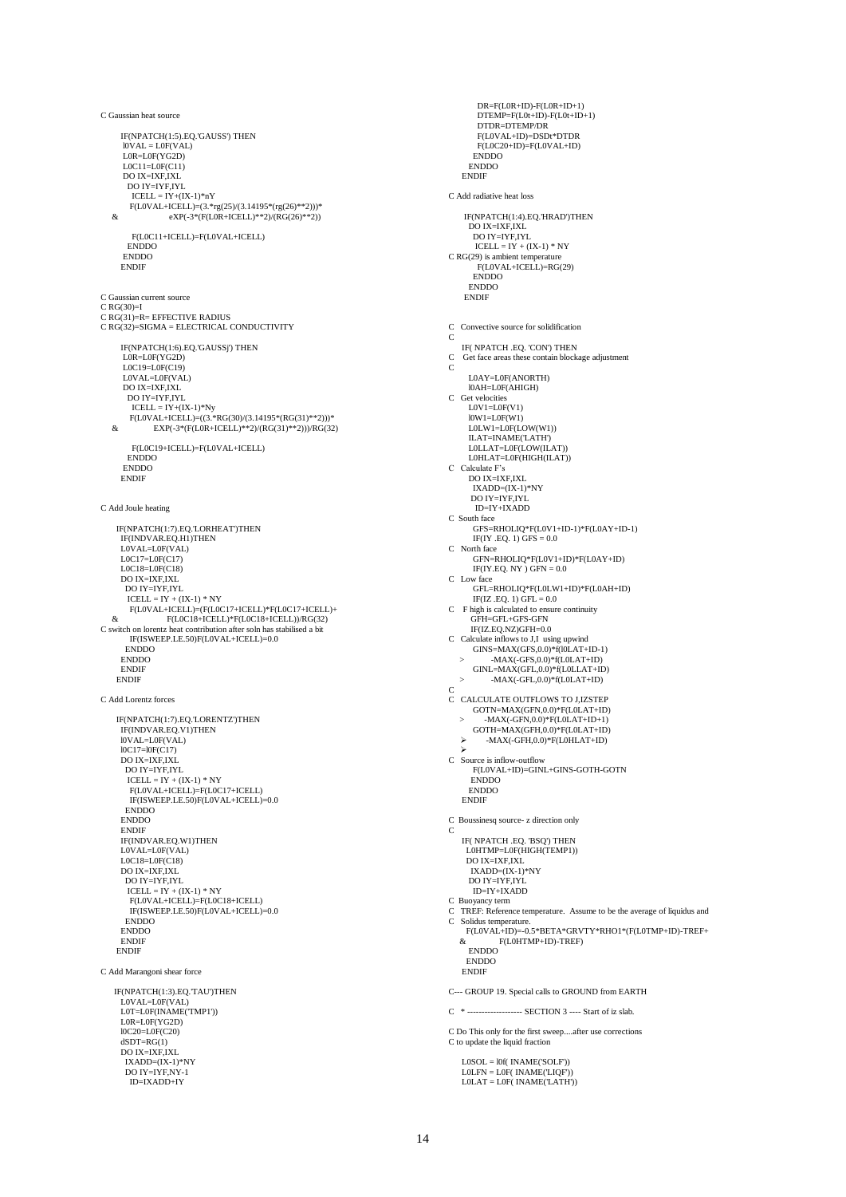```
C Gaussian heat source

       IF(NPATCH(1:5).EQ.'GAUSS') THEN
        l0VAL = L0F(VAL)
        L0R=L0F(YG2D)
        L0C11=L0F(C11)
        DO IX=IXF,IXL
         DO IY=IYF,IYL
          ICELL = IY+(IX-1)*nY
          F(L0VAL+ICELL)=(3.*rg(25)/(3.14195*(rg(26)**2)))*
     &                 eXP(-3*(F(L0R+ICELL)**2)/(RG(26)**2))

          F(L0C11+ICELL)=F(L0VAL+ICELL)
         ENDDO
        ENDDO
       ENDIF


C Gaussian current source
C RG(30)=I
C RG(31)=R= EFFECTIVE RADIUS
C RG(32)=SIGMA = ELECTRICAL CONDUCTIVITY

       IF(NPATCH(1:6).EQ.'GAUSSj') THEN
        L0R=L0F(YG2D)
        L0C19=L0F(C19)
        L0VAL=L0F(VAL)
        DO IX=IXF,IXL
         DO IY=IYF,IYL
          ICELL = IY+(IX-1)*Ny
          F(L0VAL+ICELL)=((3.*RG(30)/(3.14195*(RG(31)**2)))*
     &           EXP(-3*(F(L0R+ICELL)**2)/(RG(31)**2)))/RG(32)

          F(L0C19+ICELL)=F(L0VAL+ICELL)
         ENDDO
        ENDDO
       ENDIF


C Add Joule heating

      IF(NPATCH(1:7).EQ.'LORHEAT')THEN
       IF(INDVAR.EQ.H1)THEN
       L0VAL=L0F(VAL)
       L0C17=L0F(C17)
       L0C18=L0F(C18)
       DO IX=IXF,IXL
        DO IY=IYF,IYL
         ICELL = IY + (IX-1) * NY
          F(L0VAL+ICELL)=(F(L0C17+ICELL)*F(L0C17+ICELL)+
     &               F(L0C18+ICELL)*F(L0C18+ICELL))/RG(32)
C switch on lorentz heat contribution after soln has stabilised a bit
          IF(ISWEEP.LE.50)F(L0VAL+ICELL)=0.0
        ENDDO
       ENDDO
       ENDIF
      ENDIF

C Add Lorentz forces

      IF(NPATCH(1:7).EQ.'LORENTZ')THEN
       IF(INDVAR.EQ.V1)THEN
       l0VAL=L0F(VAL)
       l0C17=l0F(C17)
       DO IX=IXF,IXL
        DO IY=IYF,IYL
         ICELL = IY + (IX-1) * NY
          F(L0VAL+ICELL)=F(L0C17+ICELL)
          IF(ISWEEP.LE.50)F(L0VAL+ICELL)=0.0
        ENDDO
       ENDDO
       ENDIF
       IF(INDVAR.EQ.W1)THEN
       L0VAL=L0F(VAL)
       L0C18=L0F(C18)
       DO IX=IXF,IXL
        DO IY=IYF,IYL
         ICELL = IY + (IX-1) * NY
          F(L0VAL+ICELL)=F(L0C18+ICELL)
          IF(ISWEEP.LE.50)F(L0VAL+ICELL)=0.0
        ENDDO
       ENDDO
       ENDIF
      ENDIF

C Add Marangoni shear force

     IF(NPATCH(1:3).EQ.'TAU')THEN
       L0VAL=L0F(VAL)
       L0T=L0F(INAME('TMP1'))
       L0R=L0F(YG2D)
       l0C20=L0F(C20)
       dSDT=RG(1)
       DO IX=IXF,IXL
        IXADD=(IX-1)*NY
        DO IY=IYF,NY-1
         ID=IXADD+IY
          DR=F(L0R+ID)-F(L0R+ID+1)
          DTEMP=F(L0t+ID)-F(L0t+ID+1)
          DTDR=DTEMP/DR
          F(L0VAL+ID)=DSDt*DTDR
          F(L0C20+ID)=F(L0VAL+ID)
        ENDDO
       ENDDO
      ENDIF

C Add radiative heat loss

      IF(NPATCH(1:4).EQ.'HRAD')THEN
       DO IX=IXF,IXL
        DO IY=IYF,IYL
         ICELL = IY + (IX-1) * NY
C RG(29) is ambient temperature
          F(L0VAL+ICELL)=RG(29)
        ENDDO
       ENDDO
      ENDIF


C   Convective source for solidification
C
      IF( NPATCH .EQ. 'CON') THEN
C    Get face areas these contain blockage adjustment
C
        L0AY=L0F(ANORTH)
        l0AH=L0F(AHIGH)
C   Get velocities
        L0V1=L0F(V1)
        l0W1=L0F(W1)
        L0LW1=L0F(LOW(W1))
        ILAT=INAME('LATH')
        L0LLAT=L0F(LOW(ILAT))
        L0HLAT=L0F(HIGH(ILAT))
C   Calculate F's
        DO IX=IXF,IXL
         IXADD=(IX-1)*NY
        DO IY=IYF,IYL
         ID=IY+IXADD
C   South face
          GFS=RHOLIQ*F(L0V1+ID-1)*F(L0AY+ID-1)
          IF(IY .EQ. 1) GFS = 0.0
C   North face
          GFN=RHOLIQ*F(L0V1+ID)*F(L0AY+ID)
          IF(IY.EQ. NY ) GFN = 0.0
C   Low face
          GFL=RHOLIQ*F(L0LW1+ID)*F(L0AH+ID)
          IF(IZ .EQ. 1) GFL = 0.0
C    F high is calculated to ensure continuity
         GFH=GFL+GFS-GFN
         IF(IZ.EQ.NZ)GFH=0.0
C   Calculate inflows to J,I  using upwind
          GINS=MAX(GFS,0.0)*f(l0LAT+ID-1)
     >          -MAX(-GFS,0.0)*f(L0LAT+ID)
          GINL=MAX(GFL,0.0)*f(L0LLAT+ID)
     >          -MAX(-GFL,0.0)*f(L0LAT+ID)
C
C   CALCULATE OUTFLOWS TO J,IZSTEP
         GOTN=MAX(GFN,0.0)*F(L0LAT+ID)
     >        -MAX(-GFN,0.0)*F(L0LAT+ID+1)
         GOTH=MAX(GFH,0.0)*F(L0LAT+ID)
     ➢        -MAX(-GFH,0.0)*F(L0HLAT+ID)
     ➢
C   Source is inflow-outflow
          F(L0VAL+ID)=GINL+GINS-GOTH-GOTN
         ENDDO
        ENDDO
       ENDIF

C  Boussinesq source- z direction only
C
      IF( NPATCH .EQ. 'BSQ') THEN
       L0HTMP=L0F(HIGH(TEMP1))
       DO IX=IXF,IXL
        IXADD=(IX-1)*NY
        DO IY=IYF,IYL
         ID=IY+IXADD
C  Buoyancy term
C  TREF: Reference temperature.  Assume to be the average of liquidus and
C  Solidus temperature.
      F(L0VAL+ID)=-0.5*BETA*GRVTY*RHO1*(F(L0TMP+ID)-TREF+
     &          F(L0HTMP+ID)-TREF)
        ENDDO
       ENDDO
      ENDIF

C--- GROUP 19. Special calls to GROUND from EARTH

C   * ------------------- SECTION 3 ---- Start of iz slab.

C Do This only for the first sweep....after use corrections
C to update the liquid fraction

      L0SOL = l0f( INAME('SOLF'))
      L0LFN = L0F( INAME('LIQF'))
      L0LAT = L0F( INAME('LATH'))
```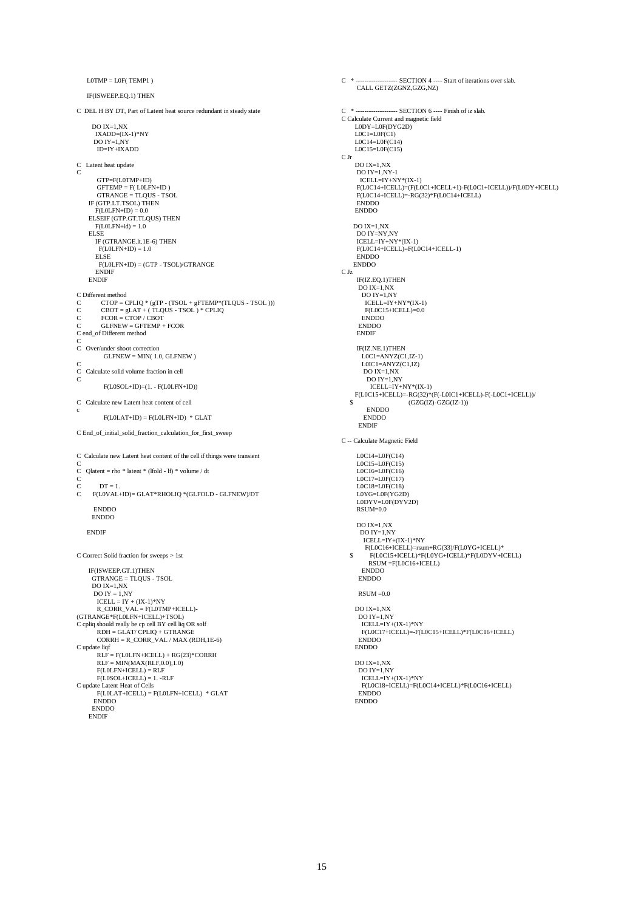```
      L0TMP = L0F( TEMP1 )

      IF(ISWEEP.EQ.1) THEN

C  DEL H BY DT, Part of Latent heat source redundant in steady state

        DO IX=1,NX
         IXADD=(IX-1)*NY
        DO IY=1,NY
         ID=IY+IXADD

C  Latent heat update
C
          GTP=F(L0TMP+ID)
          GFTEMP = F( L0LFN+ID )
          GTRANGE = TLQUS - TSOL
       IF (GTP.LT.TSOL) THEN
         F(L0LFN+ID) = 0.0
       ELSEIF (GTP.GT.TLQUS) THEN
         F(L0LFN+id) = 1.0
       ELSE
         IF (GTRANGE.lt.1E-6) THEN
           F(L0LFN+ID) = 1.0
         ELSE
           F(L0LFN+ID) = (GTP - TSOL)/GTRANGE
         ENDIF
       ENDIF

C Different method
C           CTOP = CPLIQ * (gTP - (TSOL + gFTEMP*(TLQUS - TSOL )))
C           CBOT = gLAT + ( TLQUS - TSOL ) * CPLIQ
C           FCOR = CTOP / CBOT
C           GLFNEW = GFTEMP + FCOR
C end_of Different method
C
C  Over/under shoot correction
            GLFNEW = MIN( 1.0, GLFNEW )
C
C  Calculate solid volume fraction in cell
C
            F(L0SOL+ID)=(1. - F(L0LFN+ID))

C  Calculate new Latent heat content of cell
c
            F(L0LAT+ID) = F(L0LFN+ID)  * GLAT

C End_of_initial_solid_fraction_calculation_for_first_sweep


C  Calculate new Latent heat content of the cell if things were transient
C
C   Qlatent = rho * latent * (lfold - lf) * volume / dt
C
C         DT = 1.
C      F(L0VAL+ID)= GLAT*RHOLIQ *(GLFOLD - GLFNEW)/DT

        ENDDO
        ENDDO

      ENDIF


C Correct Solid fraction for sweeps > 1st

      IF(ISWEEP.GT.1)THEN
       GTRANGE = TLQUS - TSOL
       DO IX=1,NX
        DO IY = 1,NY
         ICELL = IY + (IX-1)*NY
         R_CORR_VAL = F(L0TMP+ICELL)-
(GTRANGE*F(L0LFN+ICELL)+TSOL)
C cpliq should really be cp cell BY cell liq OR solf
         RDH = GLAT/ CPLIQ + GTRANGE
         CORRH = R_CORR_VAL / MAX (RDH,1E-6)
C update liqf
         RLF = F(L0LFN+ICELL) + RG(23)*CORRH
         RLF = MIN(MAX(RLF,0.0),1.0)
         F(L0LFN+ICELL) = RLF
         F(L0SOL+ICELL) = 1. -RLF
C update Latent Heat of Cells
         F(L0LAT+ICELL) = F(L0LFN+ICELL)  * GLAT
        ENDDO
       ENDDO
      ENDIF

C   * ------------------- SECTION 4 ---- Start of iterations over slab.
      CALL GETZ(ZGNZ,GZG,NZ)


C   * ------------------- SECTION 6 ---- Finish of iz slab.
C Calculate Current and magnetic field
      L0DY=L0F(DYG2D)
      L0C1=L0F(C1)
      L0C14=L0F(C14)
      L0C15=L0F(C15)
C Jr
      DO IX=1,NX
       DO IY=1,NY-1
        ICELL=IY+NY*(IX-1)
       F(L0C14+ICELL)=(F(L0C1+ICELL+1)-F(L0C1+ICELL))/F(L0DY+ICELL)
       F(L0C14+ICELL)=-RG(32)*F(L0C14+ICELL)
       ENDDO
      ENDDO

      DO IX=1,NX
       DO IY=NY,NY
       ICELL=IY+NY*(IX-1)
       F(L0C14+ICELL)=F(L0C14+ICELL-1)
       ENDDO
      ENDDO
C Jz
       IF(IZ.EQ.1)THEN
        DO IX=1,NX
         DO IY=1,NY
          ICELL=IY+NY*(IX-1)
          F(L0C15+ICELL)=0.0
         ENDDO
        ENDDO
       ENDIF

       IF(IZ.NE.1)THEN
        L0C1=ANYZ(C1,IZ-1)
        L0IC1=ANYZ(C1,IZ)
         DO IX=1,NX
          DO IY=1,NY
           ICELL=IY+NY*(IX-1)
      F(L0C15+ICELL)=-RG(32)*(F(-L0IC1+ICELL)-F(-L0C1+ICELL))/
     $                         (GZG(IZ)-GZG(IZ-1))
          ENDDO
         ENDDO
        ENDIF

C -- Calculate Magnetic Field

       L0C14=L0F(C14)
       L0C15=L0F(C15)
       L0C16=L0F(C16)
       L0C17=L0F(C17)
       L0C18=L0F(C18)
       L0YG=L0F(YG2D)
       L0DYV=L0F(DYV2D)
       RSUM=0.0

       DO IX=1,NX
        DO IY=1,NY
         ICELL=IY+(IX-1)*NY
          F(L0C16+ICELL)=rsum+RG(33)/F(L0YG+ICELL)*
     $       F(L0C15+ICELL)*F(L0YG+ICELL)*F(L0DYV+ICELL)
          RSUM =F(L0C16+ICELL)
        ENDDO
       ENDDO

       RSUM =0.0

      DO IX=1,NX
       DO IY=1,NY
        ICELL=IY+(IX-1)*NY
        F(L0C17+ICELL)=-F(L0C15+ICELL)*F(L0C16+ICELL)
       ENDDO
      ENDDO

      DO IX=1,NX
       DO IY=1,NY
        ICELL=IY+(IX-1)*NY
        F(L0C18+ICELL)=F(L0C14+ICELL)*F(L0C16+ICELL)
       ENDDO
      ENDDO
```